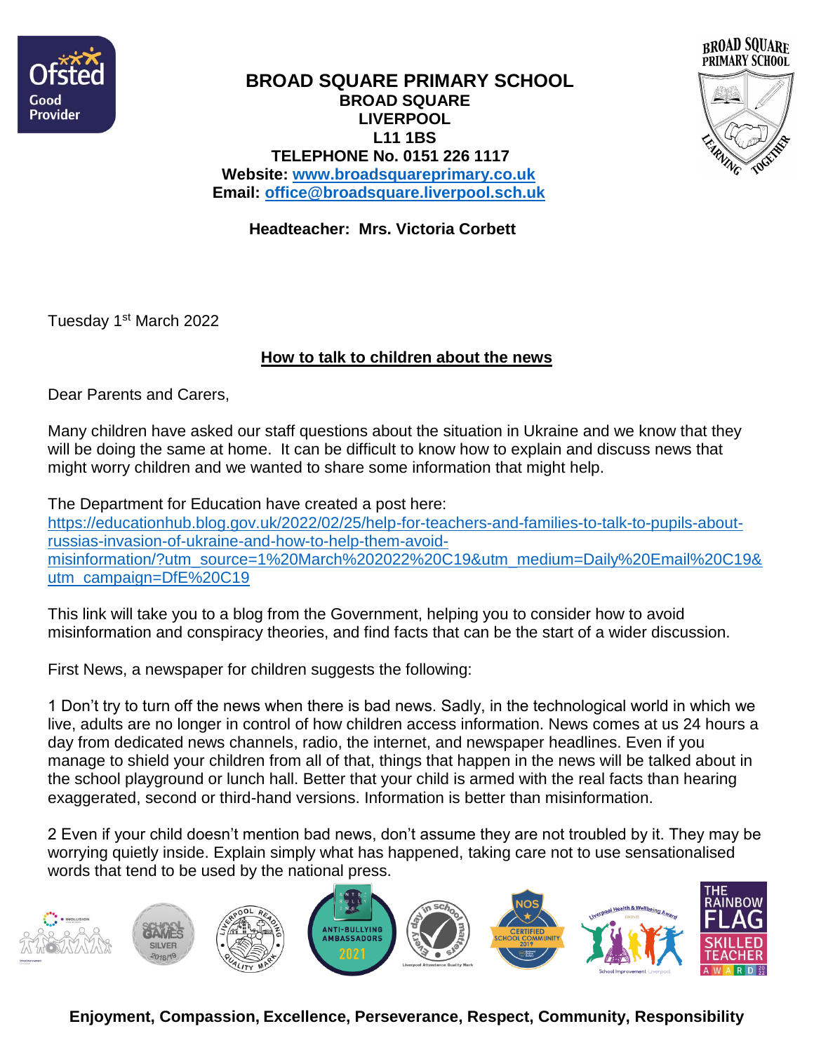# BROAD SQUARE PRIMARY SCHOOL

**BROAD SQUARE**
**LIVERPOOL**
**L11 1BS**
**TELEPHONE No. 0151 226 1117**
**Website: [www.broadsquareprimary.co.uk](http://www.broadsquareprimary.co.uk)**
**Email: [office@broadsquare.liverpool.sch.uk](mailto:office@broadsquare.liverpool.sch.uk)**

**Headteacher: Mrs. Victoria Corbett**

Tuesday 1st March 2022

## How to talk to children about the news

Dear Parents and Carers,

Many children have asked our staff questions about the situation in Ukraine and we know that they will be doing the same at home. It can be difficult to know how to explain and discuss news that might worry children and we wanted to share some information that might help.

The Department for Education have created a post here:
https://educationhub.blog.gov.uk/2022/02/25/help-for-teachers-and-families-to-talk-to-pupils-about-russias-invasion-of-ukraine-and-how-to-help-them-avoid-misinformation/?utm_source=1%20March%202022%20C19&utm_medium=Daily%20Email%20C19&utm_campaign=DfE%20C19

This link will take you to a blog from the Government, helping you to consider how to avoid misinformation and conspiracy theories, and find facts that can be the start of a wider discussion.

First News, a newspaper for children suggests the following:

1 Don't try to turn off the news when there is bad news. Sadly, in the technological world in which we live, adults are no longer in control of how children access information. News comes at us 24 hours a day from dedicated news channels, radio, the internet, and newspaper headlines. Even if you manage to shield your children from all of that, things that happen in the news will be talked about in the school playground or lunch hall. Better that your child is armed with the real facts than hearing exaggerated, second or third-hand versions. Information is better than misinformation.

2 Even if your child doesn't mention bad news, don't assume they are not troubled by it. They may be worrying quietly inside. Explain simply what has happened, taking care not to use sensationalised words that tend to be used by the national press.

**Enjoyment, Compassion, Excellence, Perseverance, Respect, Community, Responsibility**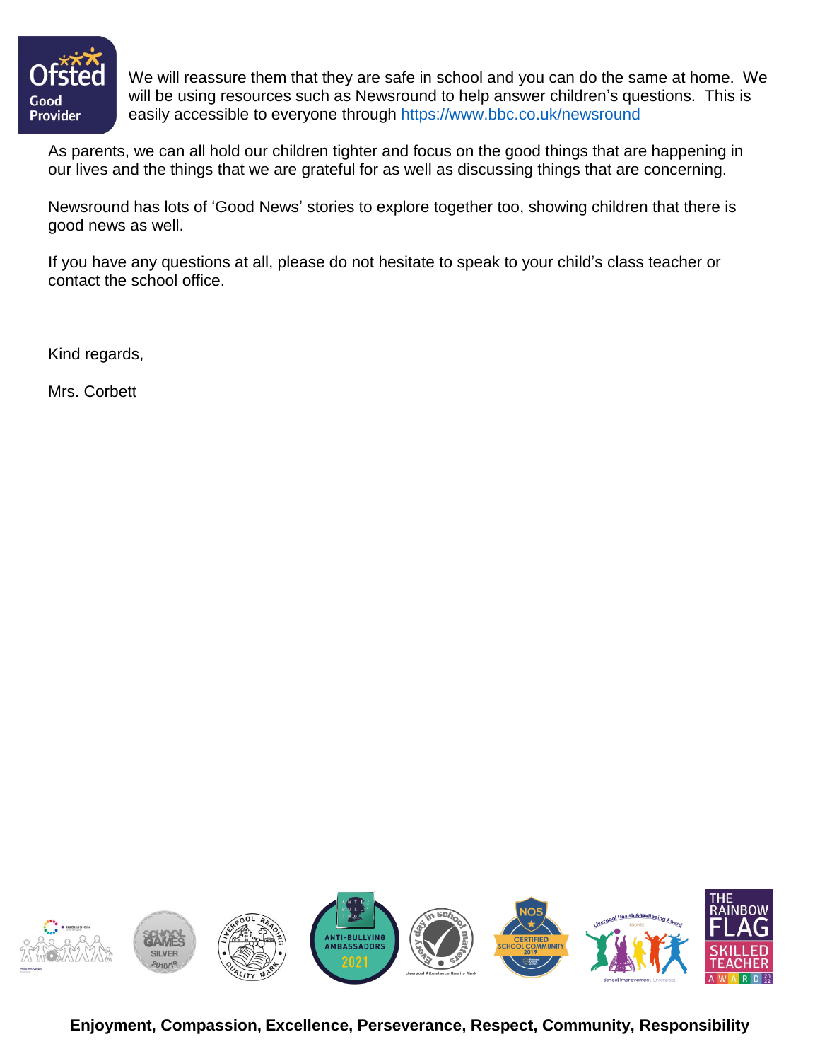We will reassure them that they are safe in school and you can do the same at home. We will be using resources such as Newsround to help answer children's questions. This is easily accessible to everyone through https://www.bbc.co.uk/newsround

As parents, we can all hold our children tighter and focus on the good things that are happening in our lives and the things that we are grateful for as well as discussing things that are concerning.

Newsround has lots of 'Good News' stories to explore together too, showing children that there is good news as well.

If you have any questions at all, please do not hesitate to speak to your child's class teacher or contact the school office.

Kind regards,

Mrs. Corbett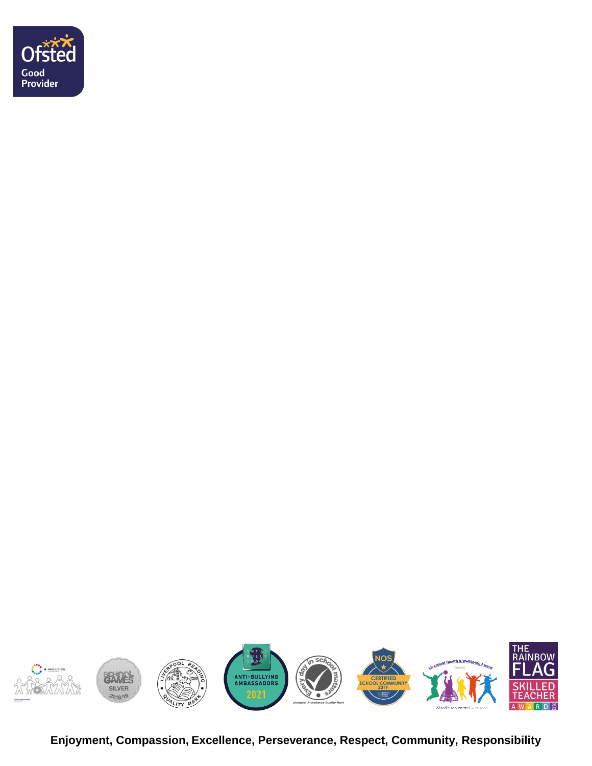**Enjoyment, Compassion, Excellence, Perseverance, Respect, Community, Responsibility**